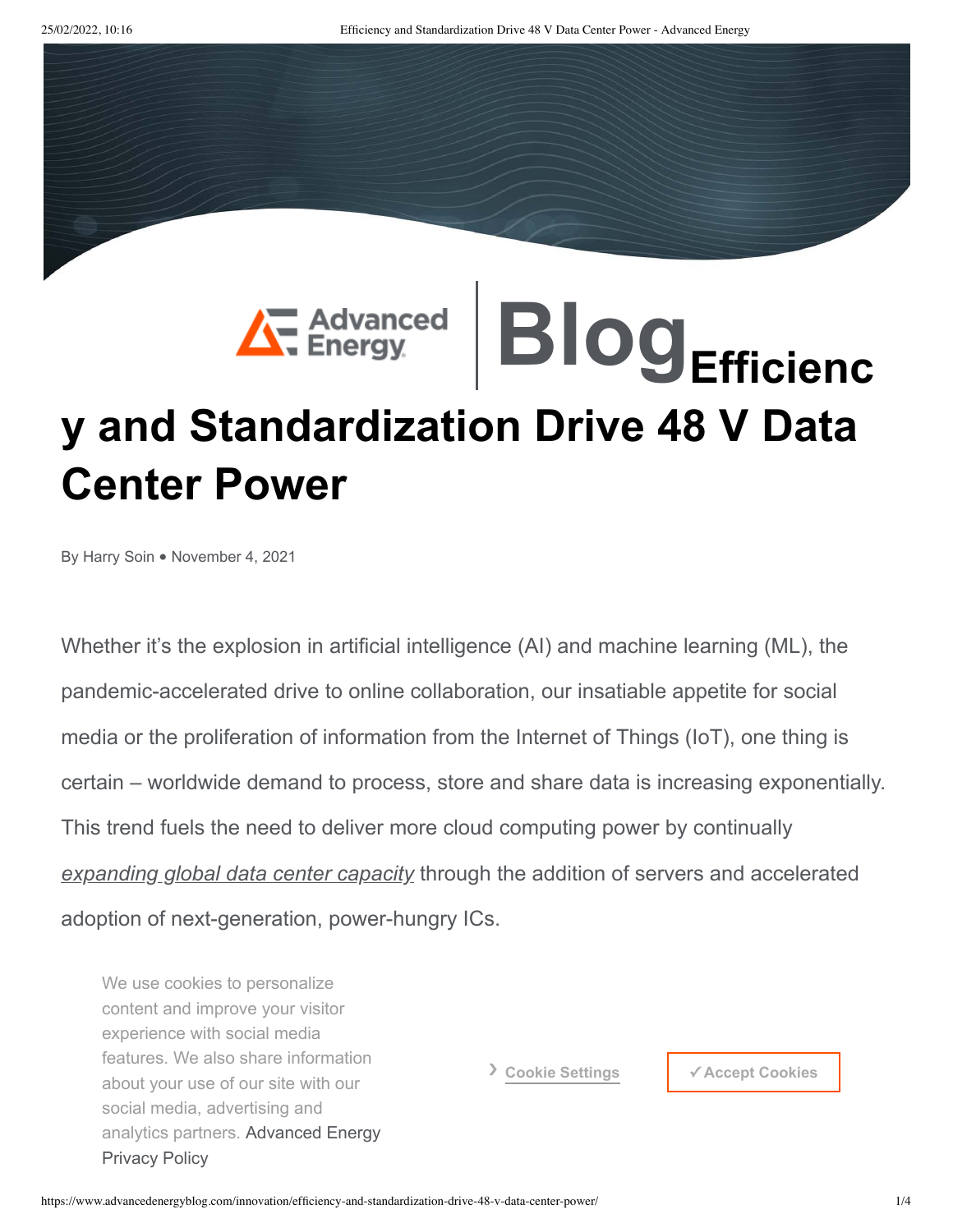# Efficiency and Standardization Drive 48 V Data Center Power

By Harry Soin • November 4, 2021

Whether it's the explosion in artificial intelligence (AI) and machine learning (ML), the pandemic-accelerated drive to online collaboration, our insatiable appetite for social media or the proliferation of information from the Internet of Things (IoT), one thing is certain – worldwide demand to process, store and share data is increasing exponentially. This trend fuels the need to deliver more cloud computing power by continually *expanding global data center capacity* through the addition of servers and accelerated adoption of next-generation, power-hungry ICs.

We use cookies to personalize content and improve your visitor experience with social media features. We also share information about your use of our site with our social media, advertising and analytics partners. Advanced Energy Privacy Policy

› Cookie Settings

✓Accept Cookies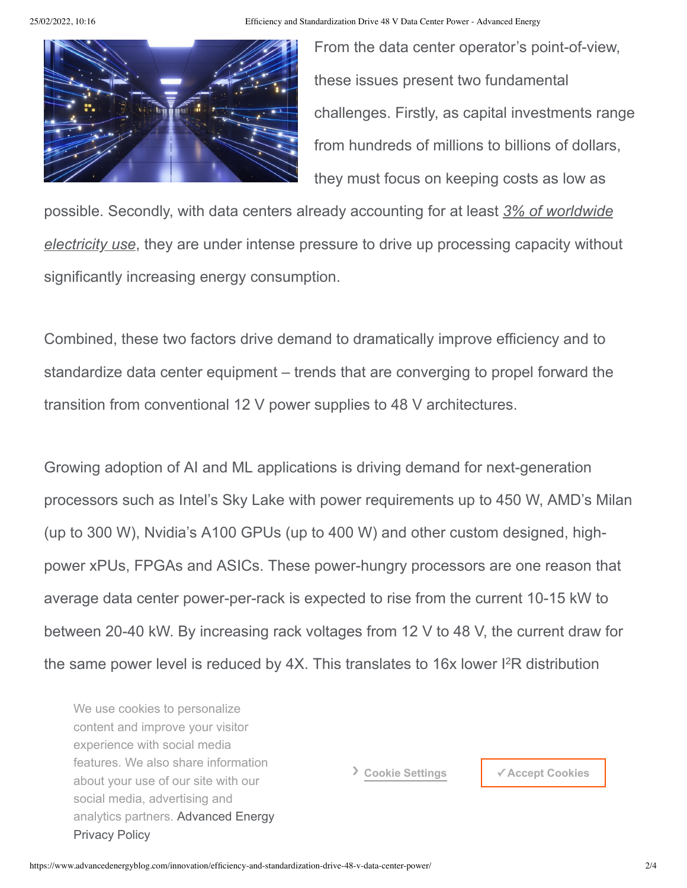From the data center operator's point-of-view, these issues present two fundamental challenges. Firstly, as capital investments range from hundreds of millions to billions of dollars, they must focus on keeping costs as low as possible. Secondly, with data centers already accounting for at least *3% of worldwide electricity use*, they are under intense pressure to drive up processing capacity without significantly increasing energy consumption.

Combined, these two factors drive demand to dramatically improve efficiency and to standardize data center equipment – trends that are converging to propel forward the transition from conventional 12 V power supplies to 48 V architectures.

Growing adoption of AI and ML applications is driving demand for next-generation processors such as Intel's Sky Lake with power requirements up to 450 W, AMD's Milan (up to 300 W), Nvidia's A100 GPUs (up to 400 W) and other custom designed, high-power xPUs, FPGAs and ASICs. These power-hungry processors are one reason that average data center power-per-rack is expected to rise from the current 10-15 kW to between 20-40 kW. By increasing rack voltages from 12 V to 48 V, the current draw for the same power level is reduced by 4X. This translates to 16x lower $I^2R$ distribution

We use cookies to personalize content and improve your visitor experience with social media features. We also share information about your use of our site with our social media, advertising and analytics partners. Advanced Energy Privacy Policy

Cookie Settings

✓Accept Cookies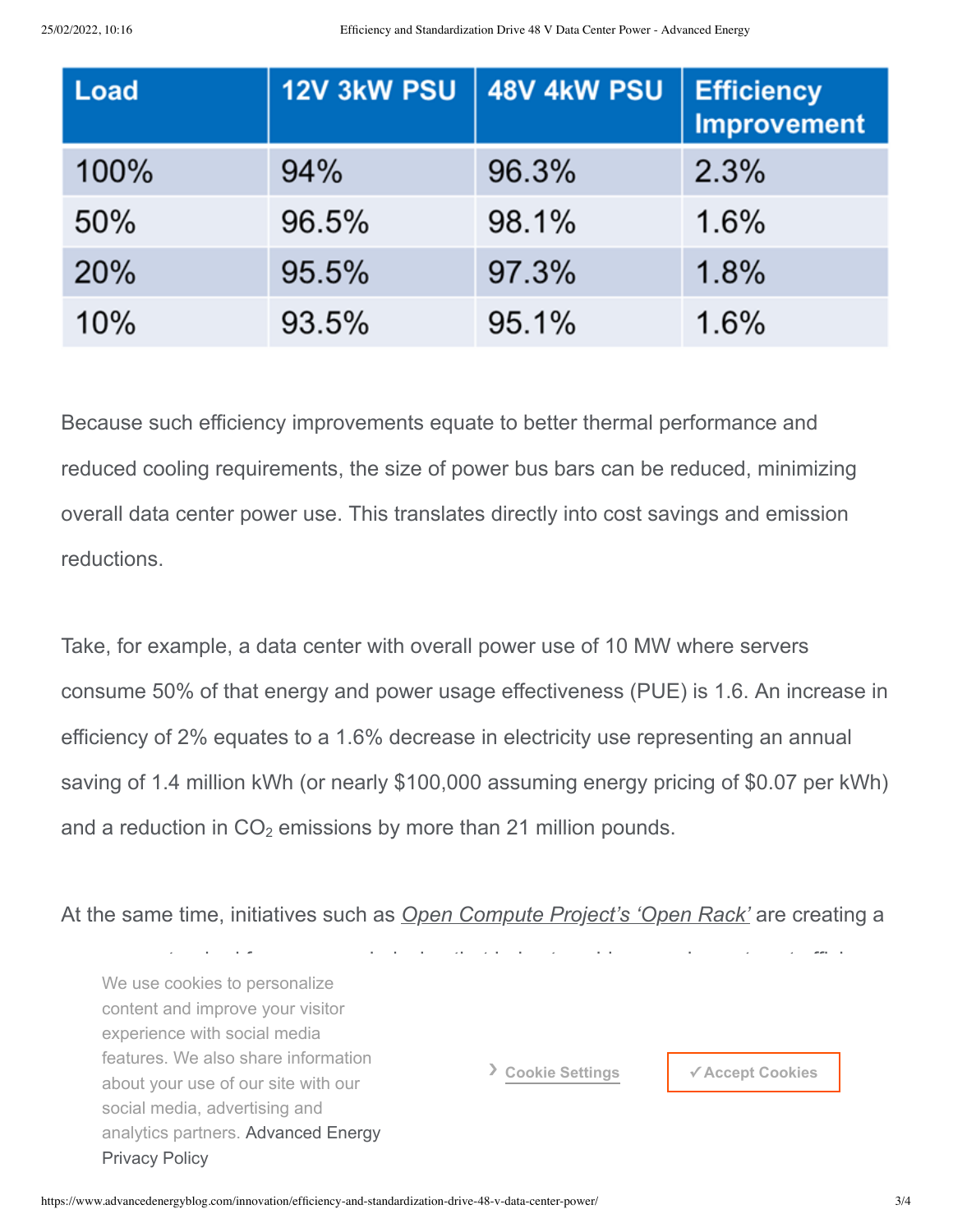| Load | 12V 3kW PSU | 48V 4kW PSU | Efficiency Improvement |
|---|---|---|---|
| 100% | 94% | 96.3% | 2.3% |
| 50% | 96.5% | 98.1% | 1.6% |
| 20% | 95.5% | 97.3% | 1.8% |
| 10% | 93.5% | 95.1% | 1.6% |

Because such efficiency improvements equate to better thermal performance and reduced cooling requirements, the size of power bus bars can be reduced, minimizing overall data center power use. This translates directly into cost savings and emission reductions.

Take, for example, a data center with overall power use of 10 MW where servers consume 50% of that energy and power usage effectiveness (PUE) is 1.6. An increase in efficiency of 2% equates to a 1.6% decrease in electricity use representing an annual saving of 1.4 million kWh (or nearly $100,000 assuming energy pricing of $0.07 per kWh) and a reduction in $CO_2$ emissions by more than 21 million pounds.

At the same time, initiatives such as *Open Compute Project's 'Open Rack'* are creating a

We use cookies to personalize content and improve your visitor experience with social media features. We also share information about your use of our site with our social media, advertising and analytics partners. Advanced Energy Privacy Policy

› Cookie Settings

✓Accept Cookies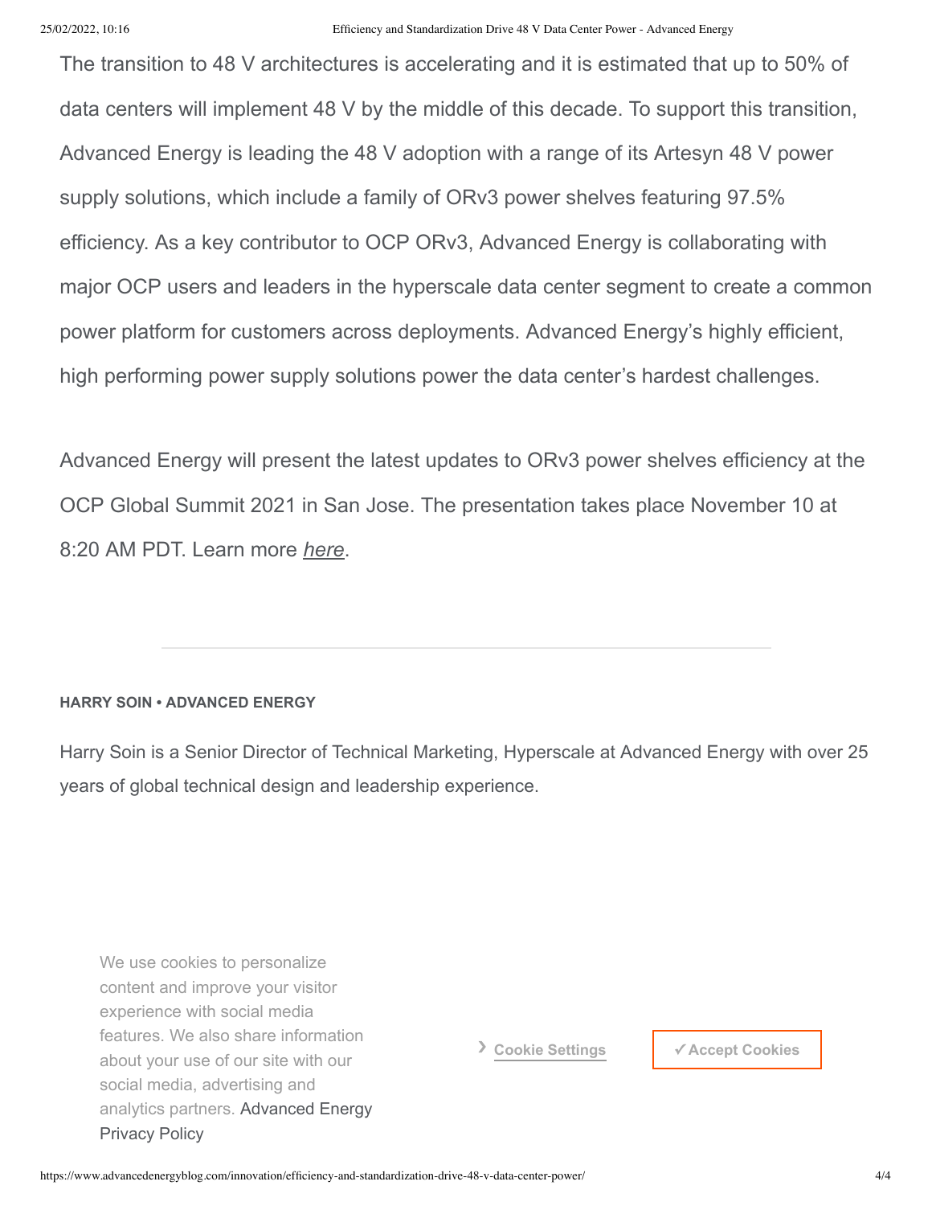The transition to 48 V architectures is accelerating and it is estimated that up to 50% of data centers will implement 48 V by the middle of this decade. To support this transition, Advanced Energy is leading the 48 V adoption with a range of its Artesyn 48 V power supply solutions, which include a family of ORv3 power shelves featuring 97.5% efficiency. As a key contributor to OCP ORv3, Advanced Energy is collaborating with major OCP users and leaders in the hyperscale data center segment to create a common power platform for customers across deployments. Advanced Energy's highly efficient, high performing power supply solutions power the data center's hardest challenges.

Advanced Energy will present the latest updates to ORv3 power shelves efficiency at the OCP Global Summit 2021 in San Jose. The presentation takes place November 10 at 8:20 AM PDT. Learn more *here*.

---

**HARRY SOIN • ADVANCED ENERGY**

Harry Soin is a Senior Director of Technical Marketing, Hyperscale at Advanced Energy with over 25 years of global technical design and leadership experience.

We use cookies to personalize content and improve your visitor experience with social media features. We also share information about your use of our site with our social media, advertising and analytics partners. Advanced Energy Privacy Policy

› Cookie Settings ✓Accept Cookies